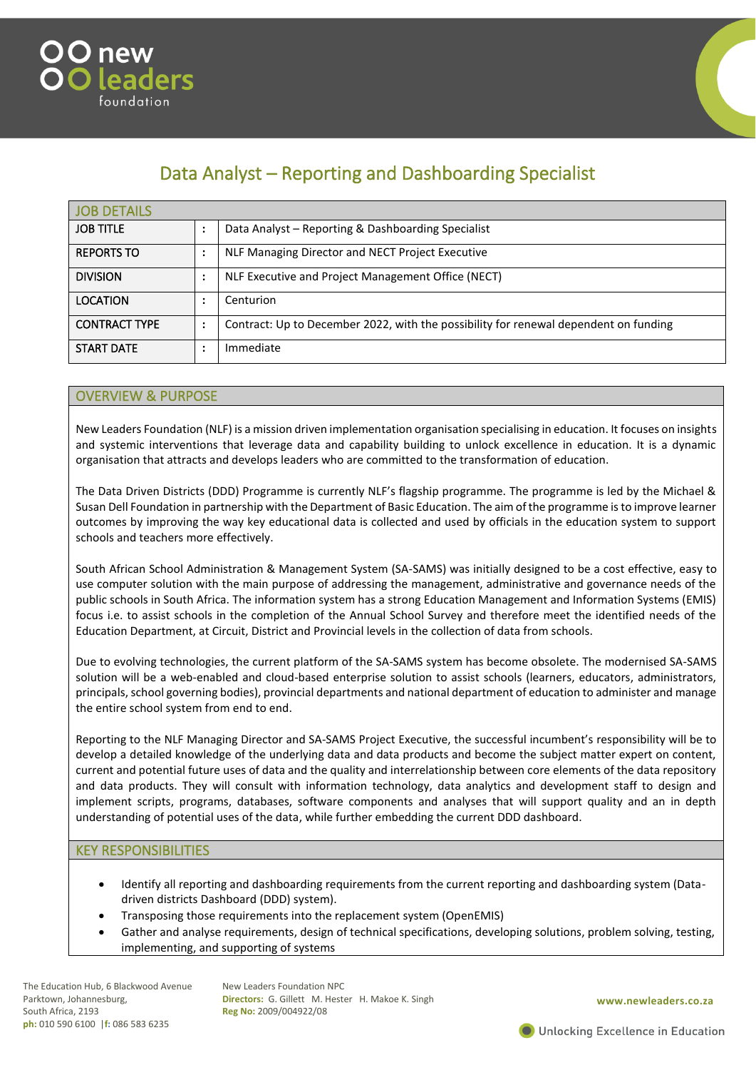# Data Analyst – Reporting and Dashboarding Specialist

## JOB DETAILS

| | | |
|---|---|---|
| JOB TITLE | : | Data Analyst – Reporting & Dashboarding Specialist |
| REPORTS TO | : | NLF Managing Director and NECT Project Executive |
| DIVISION | : | NLF Executive and Project Management Office (NECT) |
| LOCATION | : | Centurion |
| CONTRACT TYPE | : | Contract: Up to December 2022, with the possibility for renewal dependent on funding |
| START DATE | : | Immediate |

## OVERVIEW & PURPOSE

New Leaders Foundation (NLF) is a mission driven implementation organisation specialising in education. It focuses on insights and systemic interventions that leverage data and capability building to unlock excellence in education. It is a dynamic organisation that attracts and develops leaders who are committed to the transformation of education.

The Data Driven Districts (DDD) Programme is currently NLF's flagship programme. The programme is led by the Michael & Susan Dell Foundation in partnership with the Department of Basic Education. The aim of the programme is to improve learner outcomes by improving the way key educational data is collected and used by officials in the education system to support schools and teachers more effectively.

South African School Administration & Management System (SA-SAMS) was initially designed to be a cost effective, easy to use computer solution with the main purpose of addressing the management, administrative and governance needs of the public schools in South Africa. The information system has a strong Education Management and Information Systems (EMIS) focus i.e. to assist schools in the completion of the Annual School Survey and therefore meet the identified needs of the Education Department, at Circuit, District and Provincial levels in the collection of data from schools.

Due to evolving technologies, the current platform of the SA-SAMS system has become obsolete. The modernised SA-SAMS solution will be a web-enabled and cloud-based enterprise solution to assist schools (learners, educators, administrators, principals, school governing bodies), provincial departments and national department of education to administer and manage the entire school system from end to end.

Reporting to the NLF Managing Director and SA-SAMS Project Executive, the successful incumbent's responsibility will be to develop a detailed knowledge of the underlying data and data products and become the subject matter expert on content, current and potential future uses of data and the quality and interrelationship between core elements of the data repository and data products. They will consult with information technology, data analytics and development staff to design and implement scripts, programs, databases, software components and analyses that will support quality and an in depth understanding of potential uses of the data, while further embedding the current DDD dashboard.

## KEY RESPONSIBILITIES

- Identify all reporting and dashboarding requirements from the current reporting and dashboarding system (Data-driven districts Dashboard (DDD) system).
- Transposing those requirements into the replacement system (OpenEMIS)
- Gather and analyse requirements, design of technical specifications, developing solutions, problem solving, testing, implementing, and supporting of systems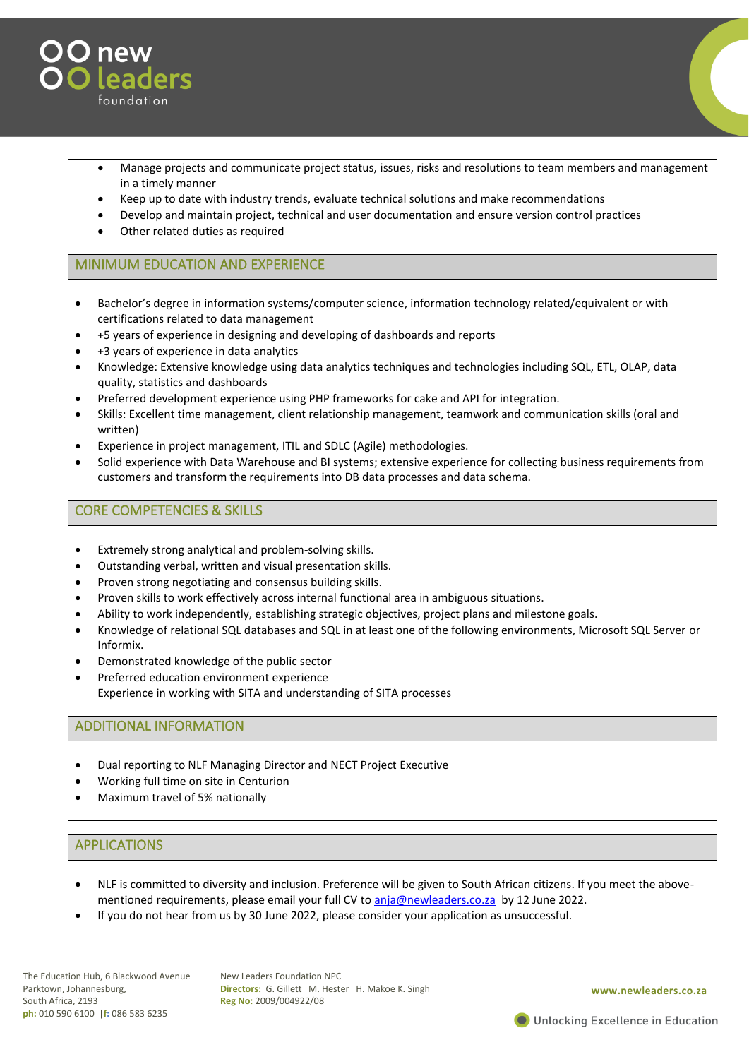- Manage projects and communicate project status, issues, risks and resolutions to team members and management in a timely manner
- Keep up to date with industry trends, evaluate technical solutions and make recommendations
- Develop and maintain project, technical and user documentation and ensure version control practices
- Other related duties as required

## MINIMUM EDUCATION AND EXPERIENCE

- Bachelor's degree in information systems/computer science, information technology related/equivalent or with certifications related to data management
- +5 years of experience in designing and developing of dashboards and reports
- +3 years of experience in data analytics
- Knowledge: Extensive knowledge using data analytics techniques and technologies including SQL, ETL, OLAP, data quality, statistics and dashboards
- Preferred development experience using PHP frameworks for cake and API for integration.
- Skills: Excellent time management, client relationship management, teamwork and communication skills (oral and written)
- Experience in project management, ITIL and SDLC (Agile) methodologies.
- Solid experience with Data Warehouse and BI systems; extensive experience for collecting business requirements from customers and transform the requirements into DB data processes and data schema.

## CORE COMPETENCIES & SKILLS

- Extremely strong analytical and problem-solving skills.
- Outstanding verbal, written and visual presentation skills.
- Proven strong negotiating and consensus building skills.
- Proven skills to work effectively across internal functional area in ambiguous situations.
- Ability to work independently, establishing strategic objectives, project plans and milestone goals.
- Knowledge of relational SQL databases and SQL in at least one of the following environments, Microsoft SQL Server or Informix.
- Demonstrated knowledge of the public sector
- Preferred education environment experience
  Experience in working with SITA and understanding of SITA processes

## ADDITIONAL INFORMATION

- Dual reporting to NLF Managing Director and NECT Project Executive
- Working full time on site in Centurion
- Maximum travel of 5% nationally

## APPLICATIONS

- NLF is committed to diversity and inclusion. Preference will be given to South African citizens. If you meet the above-mentioned requirements, please email your full CV to anja@newleaders.co.za by 12 June 2022.
- If you do not hear from us by 30 June 2022, please consider your application as unsuccessful.